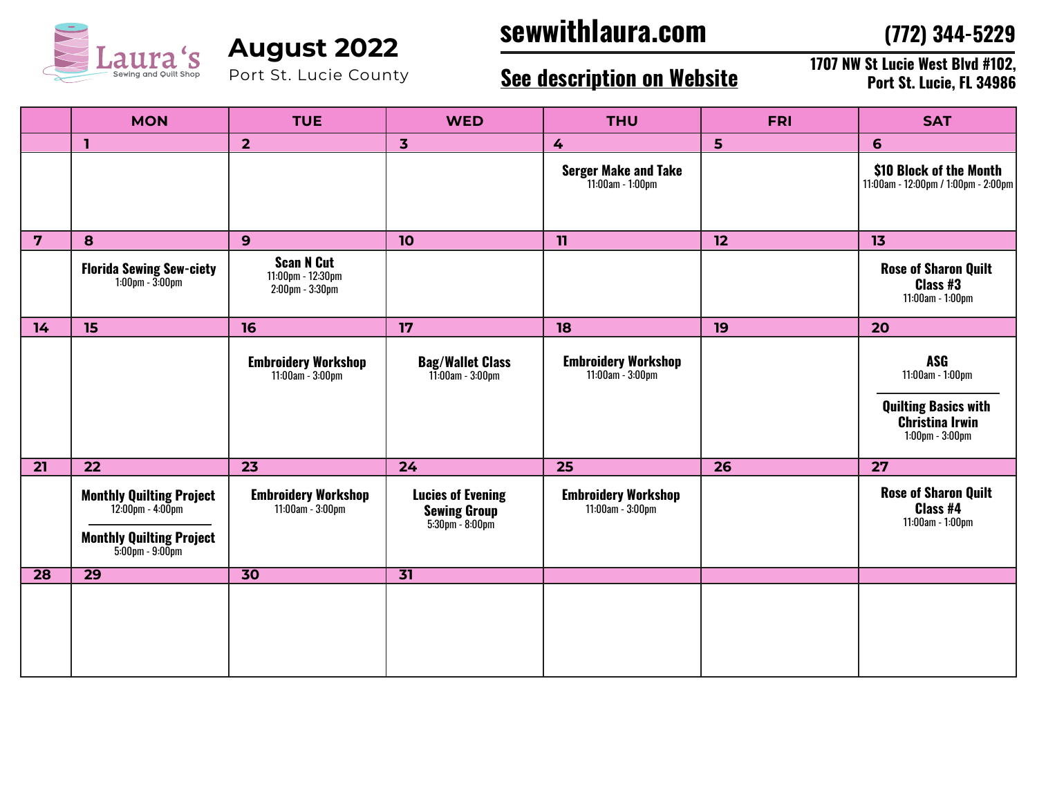Laura's Sewing and Quilt Shop

# August 2022

Port St. Lucie County

## sewwithlaura.com

(772) 344-5229

**See description on Website**

**1707 NW St Lucie West Blvd #102, Port St. Lucie, FL 34986**

| | MON | TUE | WED | THU | FRI | SAT |
|---|---|---|---|---|---|---|
| | 1 | 2 | 3 | 4 | 5 | 6 |
| | | | | **Serger Make and Take** 11:00am - 1:00pm | | **$10 Block of the Month** 11:00am - 12:00pm / 1:00pm - 2:00pm |
| 7 | 8 | 9 | 10 | 11 | 12 | 13 |
| | **Florida Sewing Sew-ciety** 1:00pm - 3:00pm | **Scan N Cut** 11:00pm - 12:30pm 2:00pm - 3:30pm | | | | **Rose of Sharon Quilt Class #3** 11:00am - 1:00pm |
| 14 | 15 | 16 | 17 | 18 | 19 | 20 |
| | | **Embroidery Workshop** 11:00am - 3:00pm | **Bag/Wallet Class** 11:00am - 3:00pm | **Embroidery Workshop** 11:00am - 3:00pm | | **ASG** 11:00am - 1:00pm / **Quilting Basics with Christina Irwin** 1:00pm - 3:00pm |
| 21 | 22 | 23 | 24 | 25 | 26 | 27 |
| | **Monthly Quilting Project** 12:00pm - 4:00pm / **Monthly Quilting Project** 5:00pm - 9:00pm | **Embroidery Workshop** 11:00am - 3:00pm | **Lucies of Evening Sewing Group** 5:30pm - 8:00pm | **Embroidery Workshop** 11:00am - 3:00pm | | **Rose of Sharon Quilt Class #4** 11:00am - 1:00pm |
| 28 | 29 | 30 | 31 | | | |
| | | | | | | |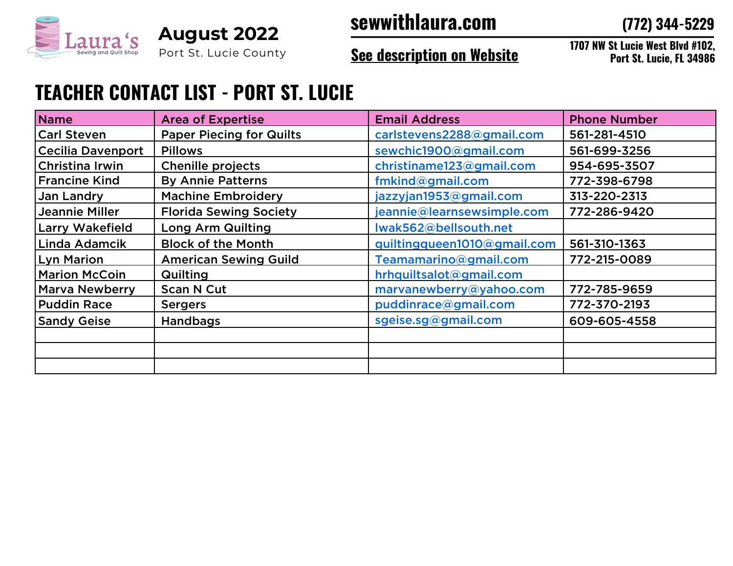Laura's Sewing and Quilt Shop

**August 2022**
Port St. Lucie County

**sewwithlaura.com**

**(772) 344-5229**

**See description on Website**

**1707 NW St Lucie West Blvd #102, Port St. Lucie, FL 34986**

# TEACHER CONTACT LIST - PORT ST. LUCIE

| Name | Area of Expertise | Email Address | Phone Number |
|---|---|---|---|
| Carl Steven | Paper Piecing for Quilts | carlstevens2288@gmail.com | 561-281-4510 |
| Cecilia Davenport | Pillows | sewchic1900@gmail.com | 561-699-3256 |
| Christina Irwin | Chenille projects | christiname123@gmail.com | 954-695-3507 |
| Francine Kind | By Annie Patterns | fmkind@gmail.com | 772-398-6798 |
| Jan Landry | Machine Embroidery | jazzyjan1953@gmail.com | 313-220-2313 |
| Jeannie Miller | Florida Sewing Society | jeannie@learnsewsimple.com | 772-286-9420 |
| Larry Wakefield | Long Arm Quilting | lwak562@bellsouth.net | |
| Linda Adamcik | Block of the Month | quiltingqueen1010@gmail.com | 561-310-1363 |
| Lyn Marion | American Sewing Guild | Teamamarino@gmail.com | 772-215-0089 |
| Marion McCoin | Quilting | hrhquiltsalot@gmail.com | |
| Marva Newberry | Scan N Cut | marvanewberry@yahoo.com | 772-785-9659 |
| Puddin Race | Sergers | puddinrace@gmail.com | 772-370-2193 |
| Sandy Geise | Handbags | sgeise.sg@gmail.com | 609-605-4558 |
| | | | |
| | | | |
| | | | |